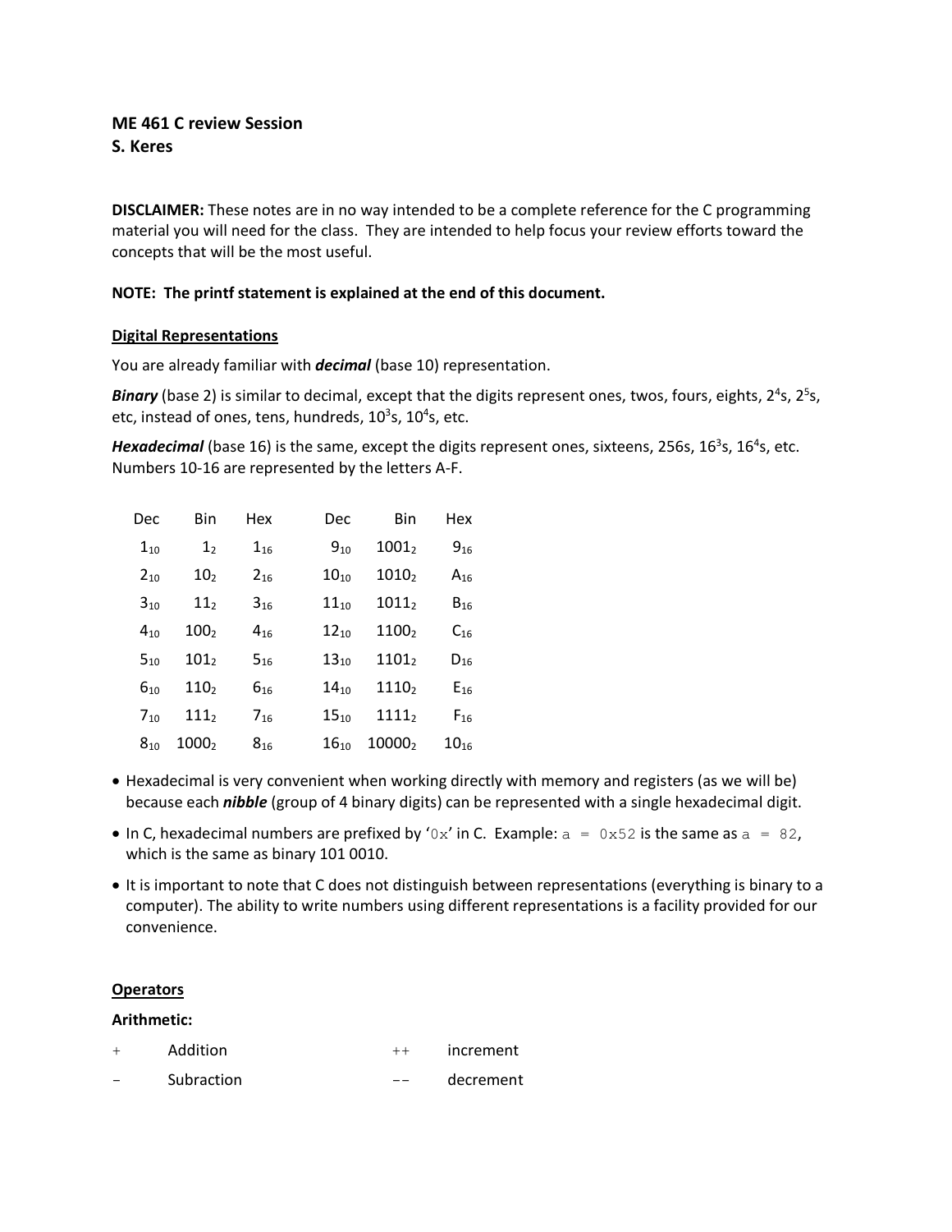**ME 461 C review Session**
**S. Keres**

**DISCLAIMER:** These notes are in no way intended to be a complete reference for the C programming material you will need for the class. They are intended to help focus your review efforts toward the concepts that will be the most useful.

**NOTE: The printf statement is explained at the end of this document.**

## Digital Representations

You are already familiar with ***decimal*** (base 10) representation.

***Binary*** (base 2) is similar to decimal, except that the digits represent ones, twos, fours, eights, $2^4$s, $2^5$s, etc, instead of ones, tens, hundreds, $10^3$s, $10^4$s, etc.

***Hexadecimal*** (base 16) is the same, except the digits represent ones, sixteens, 256s, $16^3$s, $16^4$s, etc. Numbers 10-16 are represented by the letters A-F.

| Dec | Bin | Hex | Dec | Bin | Hex |
|---|---|---|---|---|---|
| $1_{10}$ | $1_2$ | $1_{16}$ | $9_{10}$ | $1001_2$ | $9_{16}$ |
| $2_{10}$ | $10_2$ | $2_{16}$ | $10_{10}$ | $1010_2$ | $A_{16}$ |
| $3_{10}$ | $11_2$ | $3_{16}$ | $11_{10}$ | $1011_2$ | $B_{16}$ |
| $4_{10}$ | $100_2$ | $4_{16}$ | $12_{10}$ | $1100_2$ | $C_{16}$ |
| $5_{10}$ | $101_2$ | $5_{16}$ | $13_{10}$ | $1101_2$ | $D_{16}$ |
| $6_{10}$ | $110_2$ | $6_{16}$ | $14_{10}$ | $1110_2$ | $E_{16}$ |
| $7_{10}$ | $111_2$ | $7_{16}$ | $15_{10}$ | $1111_2$ | $F_{16}$ |
| $8_{10}$ | $1000_2$ | $8_{16}$ | $16_{10}$ | $10000_2$ | $10_{16}$ |

- Hexadecimal is very convenient when working directly with memory and registers (as we will be) because each ***nibble*** (group of 4 binary digits) can be represented with a single hexadecimal digit.
- In C, hexadecimal numbers are prefixed by '`0x`' in C. Example: `a = 0x52` is the same as `a = 82`, which is the same as binary 101 0010.
- It is important to note that C does not distinguish between representations (everything is binary to a computer). The ability to write numbers using different representations is a facility provided for our convenience.

## Operators

**Arithmetic:**

| | | | |
|---|---|---|---|
| `+` | Addition | `++` | increment |
| `-` | Subraction | `--` | decrement |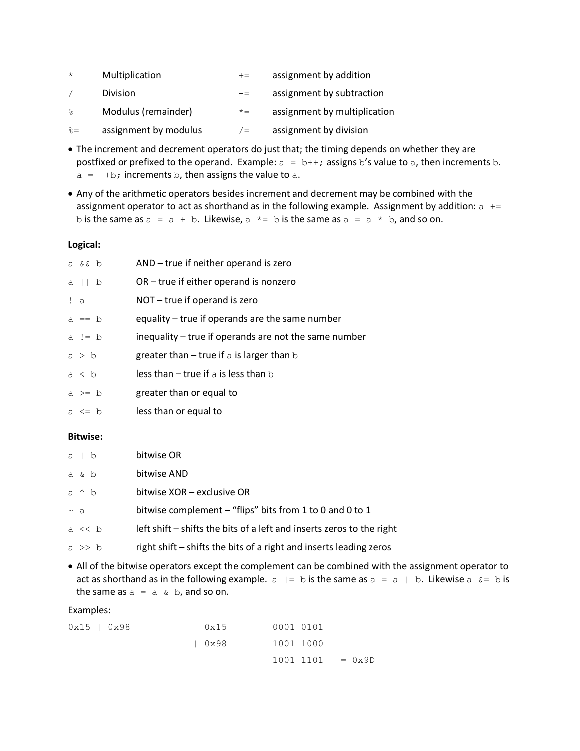| | | | |
|---|---|---|---|
| `*` | Multiplication | `+=` | assignment by addition |
| `/` | Division | `-=` | assignment by subtraction |
| `%` | Modulus (remainder) | `*=` | assignment by multiplication |
| `%=` | assignment by modulus | `/=` | assignment by division |

- The increment and decrement operators do just that; the timing depends on whether they are postfixed or prefixed to the operand. Example: `a = b++;` assigns `b`'s value to `a`, then increments `b`. `a = ++b;` increments `b`, then assigns the value to `a`.
- Any of the arithmetic operators besides increment and decrement may be combined with the assignment operator to act as shorthand as in the following example. Assignment by addition: `a += b` is the same as `a = a + b`. Likewise, `a *= b` is the same as `a = a * b`, and so on.

**Logical:**

| | |
|---|---|
| `a && b` | AND – true if neither operand is zero |
| `a \|\| b` | OR – true if either operand is nonzero |
| `! a` | NOT – true if operand is zero |
| `a == b` | equality – true if operands are the same number |
| `a != b` | inequality – true if operands are not the same number |
| `a > b` | greater than – true if `a` is larger than `b` |
| `a < b` | less than – true if `a` is less than `b` |
| `a >= b` | greater than or equal to |
| `a <= b` | less than or equal to |

**Bitwise:**

| | |
|---|---|
| `a \| b` | bitwise OR |
| `a & b` | bitwise AND |
| `a ^ b` | bitwise XOR – exclusive OR |
| `~ a` | bitwise complement – "flips" bits from 1 to 0 and 0 to 1 |
| `a << b` | left shift – shifts the bits of a left and inserts zeros to the right |
| `a >> b` | right shift – shifts the bits of a right and inserts leading zeros |

- All of the bitwise operators except the complement can be combined with the assignment operator to act as shorthand as in the following example. `a |= b` is the same as `a = a | b`. Likewise `a &= b` is the same as `a = a & b`, and so on.

Examples:

```
0x15 | 0x98          0x15      0001 0101
                   | 0x98      1001 1000
                               ---------
                               1001 1101   = 0x9D
```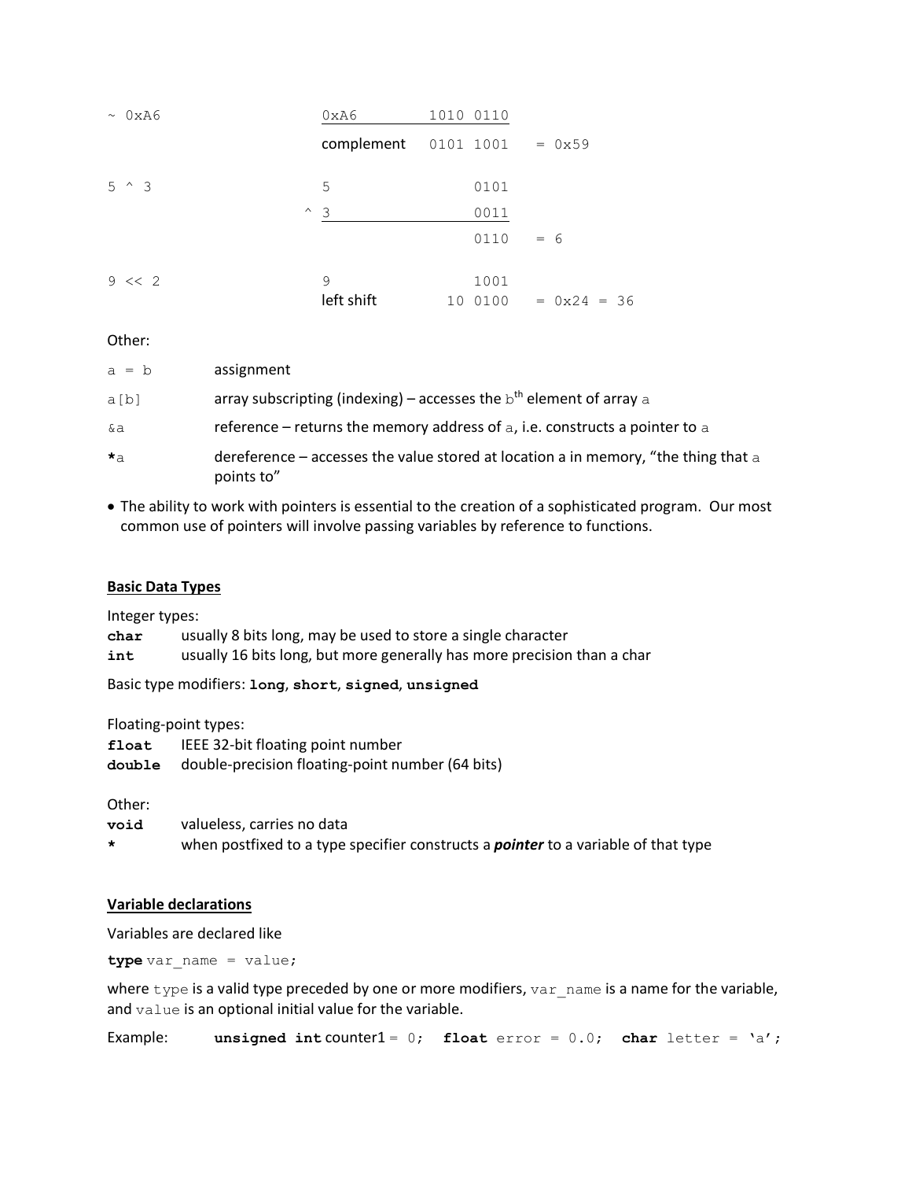```
~ 0xA6          0xA6         1010 0110
                complement   0101 1001   = 0x59

5 ^ 3           5                 0101
              ^ 3                 0011
                                  0110   = 6

9 << 2          9                 1001
                left shift     10 0100   = 0x24 = 36
```

Other:

| | |
|---|---|
| `a = b` | assignment |
| `a[b]` | array subscripting (indexing) – accesses the `b`th element of array `a` |
| `&a` | reference – returns the memory address of `a`, i.e. constructs a pointer to `a` |
| `*a` | dereference – accesses the value stored at location a in memory, "the thing that `a` points to" |

- The ability to work with pointers is essential to the creation of a sophisticated program. Our most common use of pointers will involve passing variables by reference to functions.

**Basic Data Types**

Integer types:

| | |
|---|---|
| **`char`** | usually 8 bits long, may be used to store a single character |
| **`int`** | usually 16 bits long, but more generally has more precision than a char |

Basic type modifiers: **`long`**, **`short`**, **`signed`**, **`unsigned`**

Floating-point types:

| | |
|---|---|
| **`float`** | IEEE 32-bit floating point number |
| **`double`** | double-precision floating-point number (64 bits) |

Other:

| | |
|---|---|
| **`void`** | valueless, carries no data |
| **`*`** | when postfixed to a type specifier constructs a ***pointer*** to a variable of that type |

**Variable declarations**

Variables are declared like

```
type var_name = value;
```

where `type` is a valid type preceded by one or more modifiers, `var_name` is a name for the variable, and `value` is an optional initial value for the variable.

Example:

```
unsigned int counter1 = 0;   float error = 0.0;   char letter = 'a';
```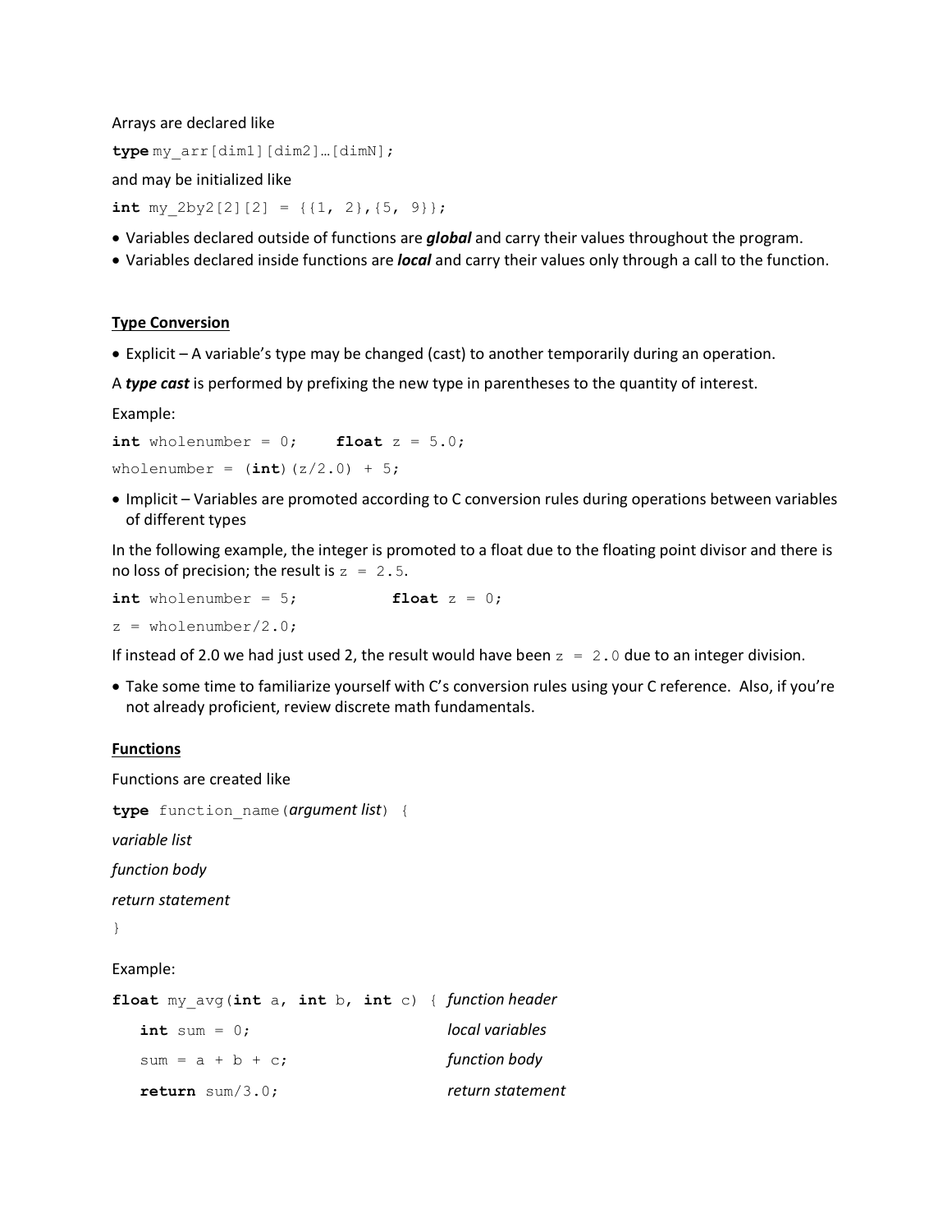Arrays are declared like

```
type my_arr[dim1][dim2]…[dimN];
```

and may be initialized like

```
int my_2by2[2][2] = {{1, 2},{5, 9}};
```

- Variables declared outside of functions are ***global*** and carry their values throughout the program.
- Variables declared inside functions are ***local*** and carry their values only through a call to the function.

## Type Conversion

- Explicit – A variable's type may be changed (cast) to another temporarily during an operation.

A ***type cast*** is performed by prefixing the new type in parentheses to the quantity of interest.

Example:

```
int wholenumber = 0;    float z = 5.0;
wholenumber = (int)(z/2.0) + 5;
```

- Implicit – Variables are promoted according to C conversion rules during operations between variables of different types

In the following example, the integer is promoted to a float due to the floating point divisor and there is no loss of precision; the result is `z = 2.5`.

```
int wholenumber = 5;          float z = 0;
z = wholenumber/2.0;
```

If instead of 2.0 we had just used 2, the result would have been `z = 2.0` due to an integer division.

- Take some time to familiarize yourself with C's conversion rules using your C reference. Also, if you're not already proficient, review discrete math fundamentals.

## Functions

Functions are created like

**type** function_name(*argument list*) {

*variable list*

*function body*

*return statement*

}

Example:

```
float my_avg(int a, int b, int c) {   function header
   int sum = 0;                       local variables
   sum = a + b + c;                   function body
   return sum/3.0;                    return statement
```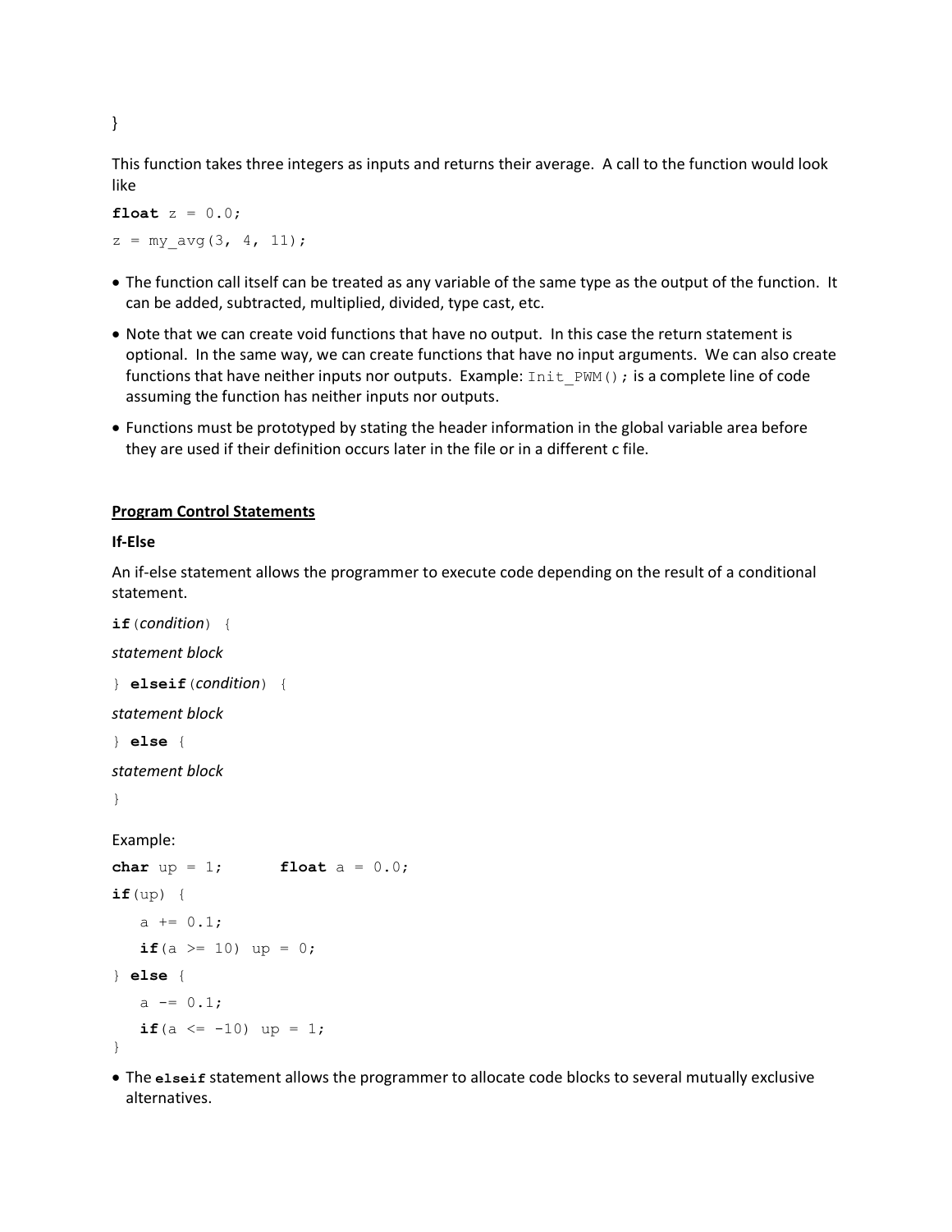```
}
```

This function takes three integers as inputs and returns their average. A call to the function would look like

```
float z = 0.0;
z = my_avg(3, 4, 11);
```

- The function call itself can be treated as any variable of the same type as the output of the function. It can be added, subtracted, multiplied, divided, type cast, etc.
- Note that we can create void functions that have no output. In this case the return statement is optional. In the same way, we can create functions that have no input arguments. We can also create functions that have neither inputs nor outputs. Example: `Init_PWM();` is a complete line of code assuming the function has neither inputs nor outputs.
- Functions must be prototyped by stating the header information in the global variable area before they are used if their definition occurs later in the file or in a different c file.

## Program Control Statements

### If-Else

An if-else statement allows the programmer to execute code depending on the result of a conditional statement.

```
if(condition) {
statement block
} elseif(condition) {
statement block
} else {
statement block
}
```

Example:

```
char up = 1;       float a = 0.0;
if(up) {
   a += 0.1;
   if(a >= 10) up = 0;
} else {
   a -= 0.1;
   if(a <= -10) up = 1;
}
```

- The **`elseif`** statement allows the programmer to allocate code blocks to several mutually exclusive alternatives.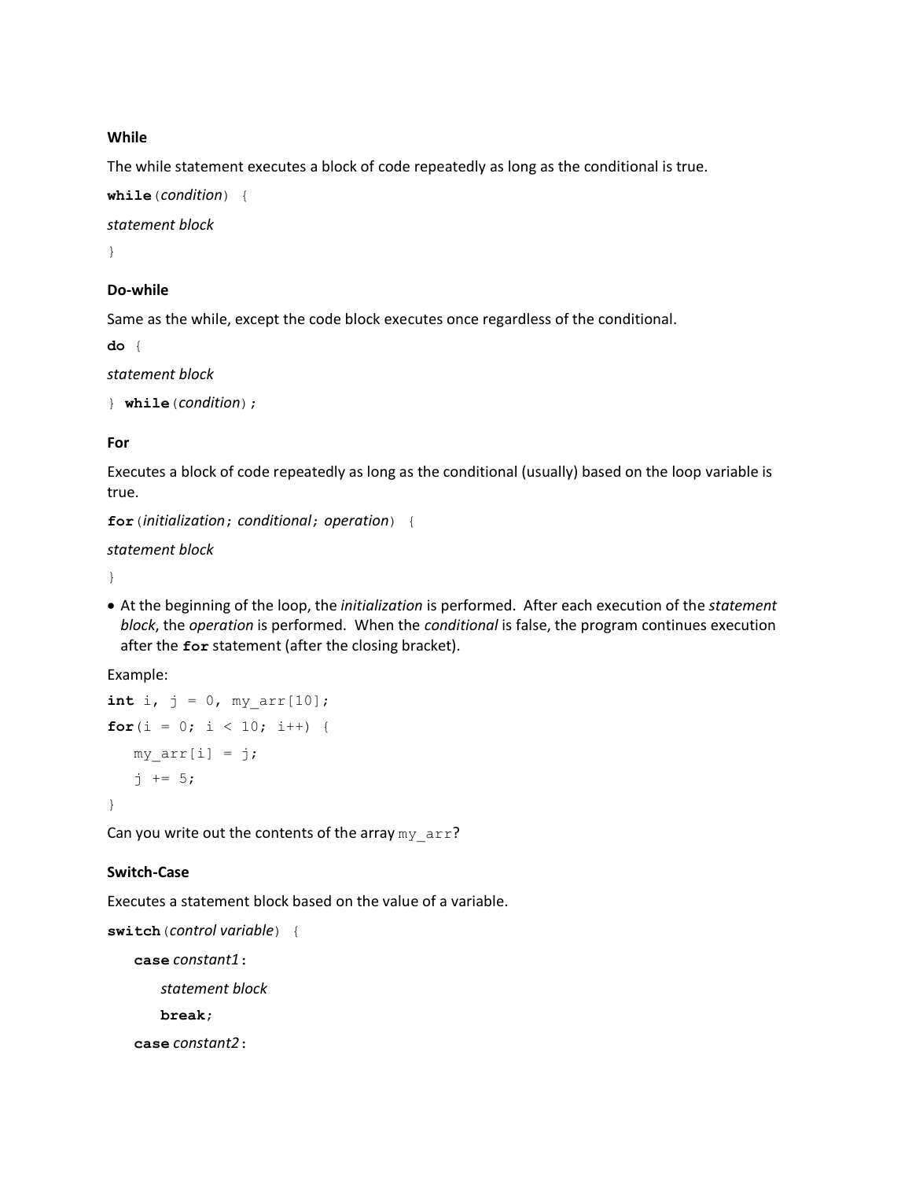**While**

The while statement executes a block of code repeatedly as long as the conditional is true.

```
while(condition) {
statement block
}
```

**Do-while**

Same as the while, except the code block executes once regardless of the conditional.

```
do {
statement block
} while(condition);
```

**For**

Executes a block of code repeatedly as long as the conditional (usually) based on the loop variable is true.

```
for(initialization; conditional; operation) {
statement block
}
```

- At the beginning of the loop, the *initialization* is performed. After each execution of the *statement block*, the *operation* is performed. When the *conditional* is false, the program continues execution after the **for** statement (after the closing bracket).

Example:

```
int i, j = 0, my_arr[10];
for(i = 0; i < 10; i++) {
   my_arr[i] = j;
   j += 5;
}
```

Can you write out the contents of the array `my_arr`?

**Switch-Case**

Executes a statement block based on the value of a variable.

```
switch(control variable) {
    case constant1:
        statement block
        break;
    case constant2:
```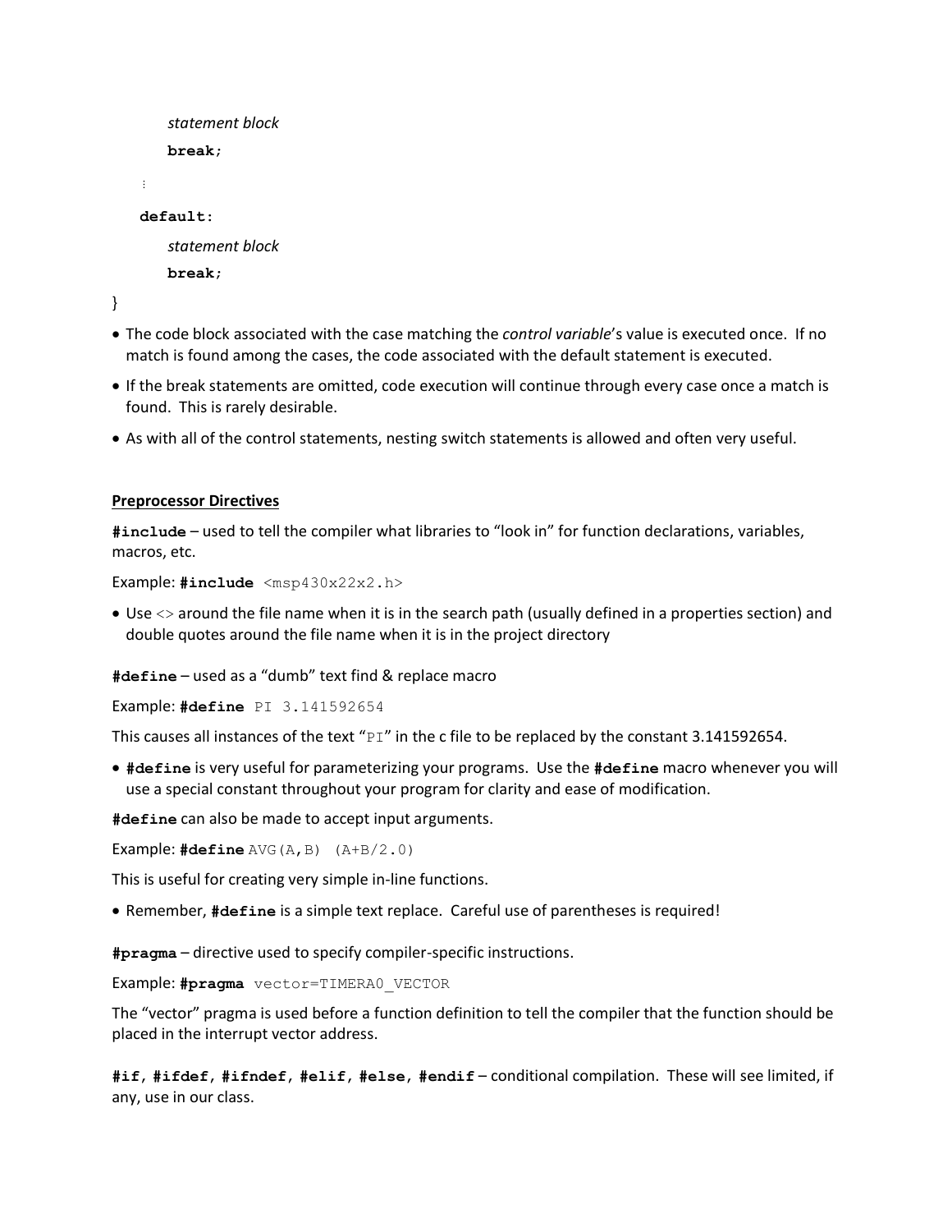```
        statement block
        break;
    ⋮
    default:
        statement block
        break;
}
```

- The code block associated with the case matching the *control variable*'s value is executed once. If no match is found among the cases, the code associated with the default statement is executed.
- If the break statements are omitted, code execution will continue through every case once a match is found. This is rarely desirable.
- As with all of the control statements, nesting switch statements is allowed and often very useful.

## Preprocessor Directives

**`#include`** – used to tell the compiler what libraries to "look in" for function declarations, variables, macros, etc.

Example: **`#include`** `<msp430x22x2.h>`

- Use <> around the file name when it is in the search path (usually defined in a properties section) and double quotes around the file name when it is in the project directory

**`#define`** – used as a "dumb" text find & replace macro

Example: **`#define`** `PI 3.141592654`

This causes all instances of the text "`PI`" in the c file to be replaced by the constant 3.141592654.

- **`#define`** is very useful for parameterizing your programs. Use the **`#define`** macro whenever you will use a special constant throughout your program for clarity and ease of modification.

**`#define`** can also be made to accept input arguments.

Example: **`#define`** `AVG(A,B) (A+B/2.0)`

This is useful for creating very simple in-line functions.

- Remember, **`#define`** is a simple text replace. Careful use of parentheses is required!

**`#pragma`** – directive used to specify compiler-specific instructions.

Example: **`#pragma`** `vector=TIMERA0_VECTOR`

The "vector" pragma is used before a function definition to tell the compiler that the function should be placed in the interrupt vector address.

**`#if`**, **`#ifdef`**, **`#ifndef`**, **`#elif`**, **`#else`**, **`#endif`** – conditional compilation. These will see limited, if any, use in our class.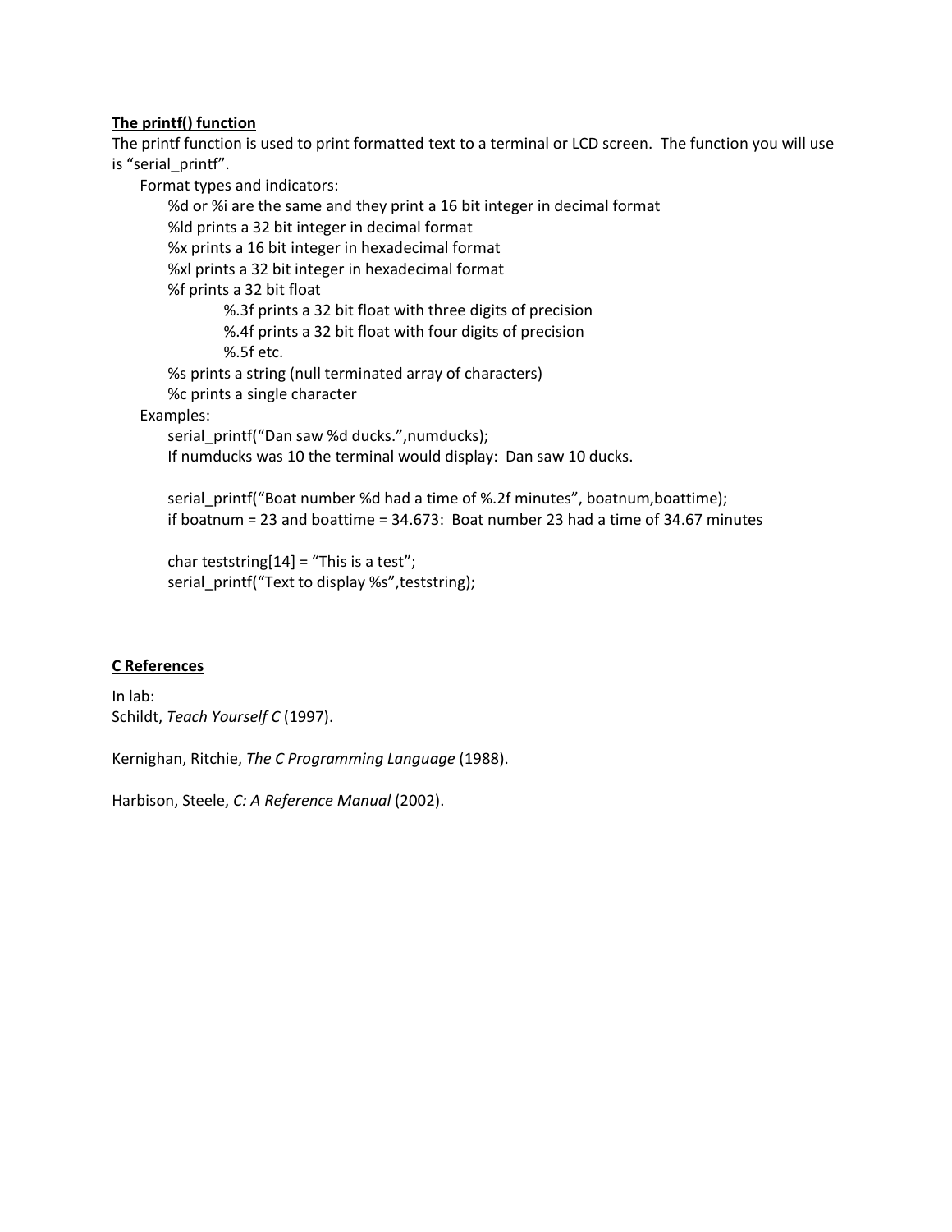**The printf() function**

The printf function is used to print formatted text to a terminal or LCD screen. The function you will use is “serial_printf”.

Format types and indicators:

- %d or %i are the same and they print a 16 bit integer in decimal format
- %ld prints a 32 bit integer in decimal format
- %x prints a 16 bit integer in hexadecimal format
- %xl prints a 32 bit integer in hexadecimal format
- %f prints a 32 bit float
  - %.3f prints a 32 bit float with three digits of precision
  - %.4f prints a 32 bit float with four digits of precision
  - %.5f etc.
- %s prints a string (null terminated array of characters)
- %c prints a single character

Examples:

```
serial_printf("Dan saw %d ducks.",numducks);
```

If numducks was 10 the terminal would display: Dan saw 10 ducks.

```
serial_printf("Boat number %d had a time of %.2f minutes", boatnum,boattime);
```

if boatnum = 23 and boattime = 34.673: Boat number 23 had a time of 34.67 minutes

```
char teststring[14] = "This is a test";
serial_printf("Text to display %s",teststring);
```

**C References**

In lab:
Schildt, *Teach Yourself C* (1997).

Kernighan, Ritchie, *The C Programming Language* (1988).

Harbison, Steele, *C: A Reference Manual* (2002).